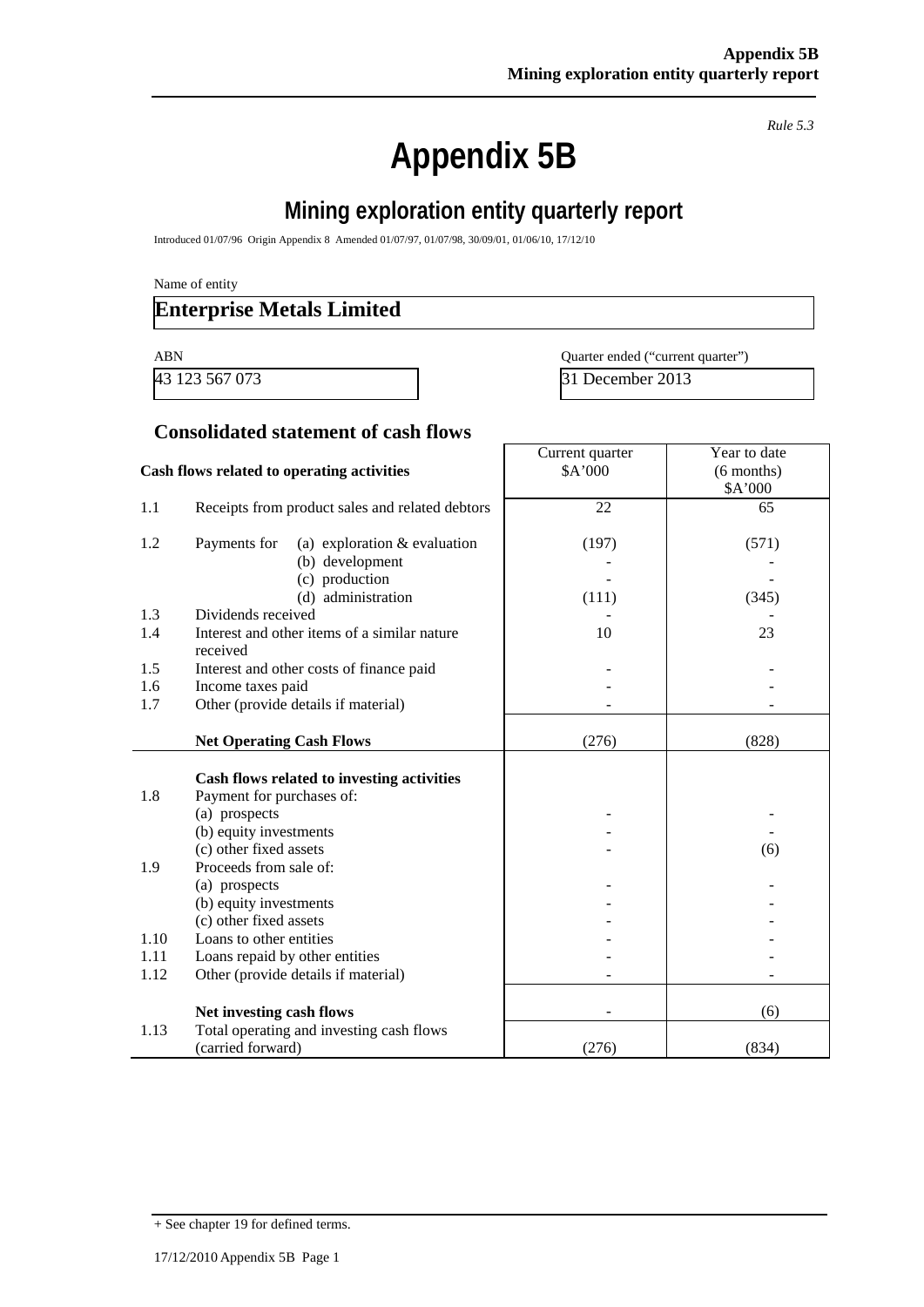*Rule 5.3*

# Appendix 5B

## Mining exploration entity quarterly report

Introduced 01/07/96 Origin Appendix 8 Amended 01/07/97, 01/07/98, 30/09/01, 01/06/10, 17/12/10

Name of entity

**Enterprise Metals Limited**

| ABN | Quarter ended ("current quarter") |
|---|---|
| 43 123 567 073 | 31 December 2013 |

### Consolidated statement of cash flows

| | Cash flows related to operating activities | Current quarter $A'000 | Year to date (6 months) $A'000 |
|---|---|---|---|
| 1.1 | Receipts from product sales and related debtors | 22 | 65 |
| 1.2 | Payments for (a) exploration & evaluation | (197) | (571) |
| | (b) development | - | - |
| | (c) production | - | - |
| | (d) administration | (111) | (345) |
| 1.3 | Dividends received | - | - |
| 1.4 | Interest and other items of a similar nature received | 10 | 23 |
| 1.5 | Interest and other costs of finance paid | - | - |
| 1.6 | Income taxes paid | - | - |
| 1.7 | Other (provide details if material) | - | - |
| | **Net Operating Cash Flows** | (276) | (828) |
| | **Cash flows related to investing activities** | | |
| 1.8 | Payment for purchases of: | | |
| | (a) prospects | - | - |
| | (b) equity investments | - | - |
| | (c) other fixed assets | - | (6) |
| 1.9 | Proceeds from sale of: | | |
| | (a) prospects | - | - |
| | (b) equity investments | - | - |
| | (c) other fixed assets | - | - |
| 1.10 | Loans to other entities | - | - |
| 1.11 | Loans repaid by other entities | - | - |
| 1.12 | Other (provide details if material) | - | - |
| | **Net investing cash flows** | - | (6) |
| 1.13 | Total operating and investing cash flows (carried forward) | (276) | (834) |

+ See chapter 19 for defined terms.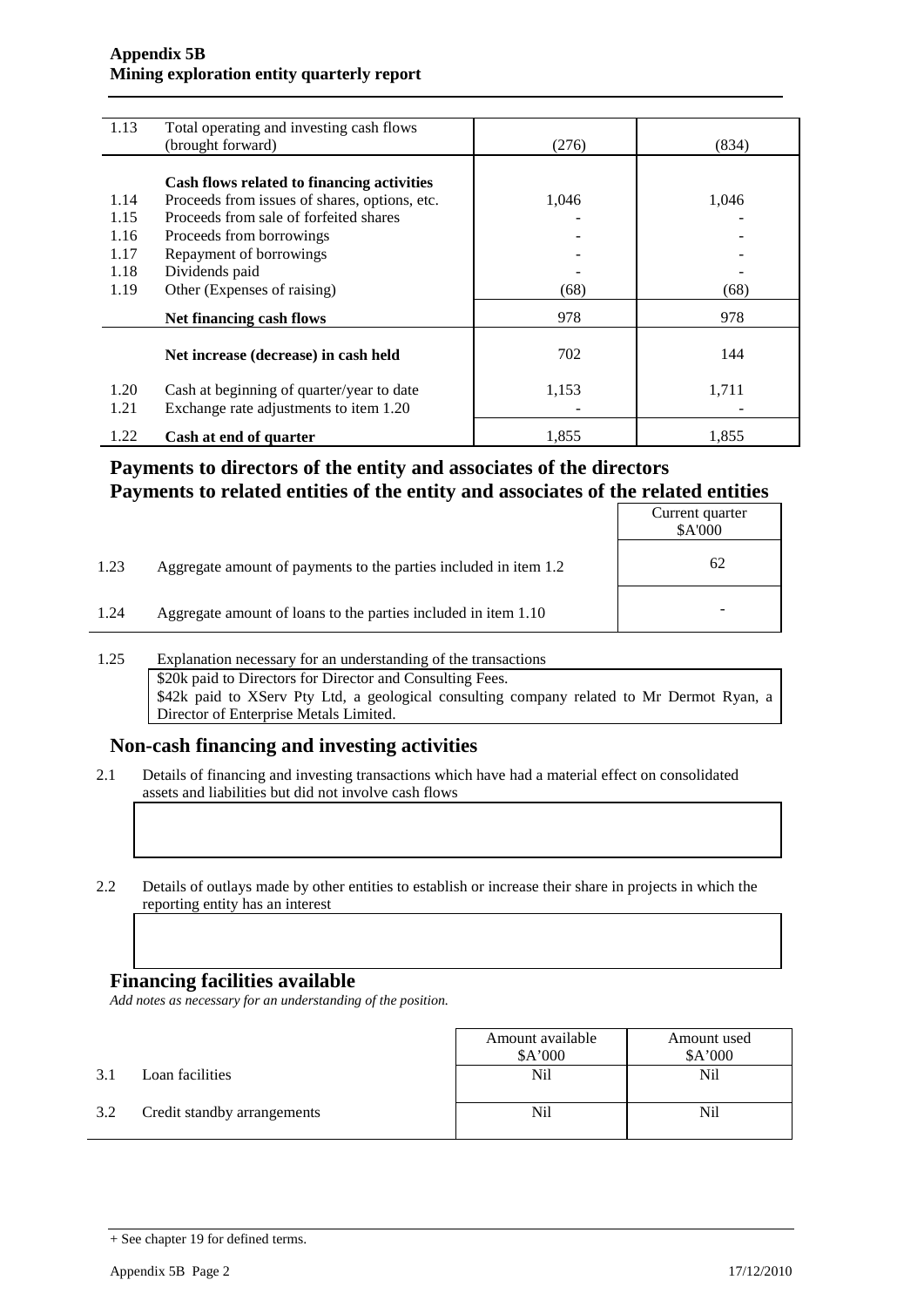| | | | |
|---|---|---|---|
| 1.13 | Total operating and investing cash flows (brought forward) | (276) | (834) |
| | **Cash flows related to financing activities** | | |
| 1.14 | Proceeds from issues of shares, options, etc. | 1,046 | 1,046 |
| 1.15 | Proceeds from sale of forfeited shares | - | - |
| 1.16 | Proceeds from borrowings | - | - |
| 1.17 | Repayment of borrowings | - | - |
| 1.18 | Dividends paid | - | - |
| 1.19 | Other (Expenses of raising) | (68) | (68) |
| | **Net financing cash flows** | 978 | 978 |
| | **Net increase (decrease) in cash held** | 702 | 144 |
| 1.20 | Cash at beginning of quarter/year to date | 1,153 | 1,711 |
| 1.21 | Exchange rate adjustments to item 1.20 | - | - |
| 1.22 | **Cash at end of quarter** | 1,855 | 1,855 |

## Payments to directors of the entity and associates of the directors
## Payments to related entities of the entity and associates of the related entities

| | | Current quarter $A'000 |
|---|---|---|
| 1.23 | Aggregate amount of payments to the parties included in item 1.2 | 62 |
| 1.24 | Aggregate amount of loans to the parties included in item 1.10 | - |

1.25 Explanation necessary for an understanding of the transactions

$20k paid to Directors for Director and Consulting Fees.
$42k paid to XServ Pty Ltd, a geological consulting company related to Mr Dermot Ryan, a Director of Enterprise Metals Limited.

## Non-cash financing and investing activities

2.1 Details of financing and investing transactions which have had a material effect on consolidated assets and liabilities but did not involve cash flows

2.2 Details of outlays made by other entities to establish or increase their share in projects in which the reporting entity has an interest

## Financing facilities available

*Add notes as necessary for an understanding of the position.*

| | | Amount available $A'000 | Amount used $A'000 |
|---|---|---|---|
| 3.1 | Loan facilities | Nil | Nil |
| 3.2 | Credit standby arrangements | Nil | Nil |

+ See chapter 19 for defined terms.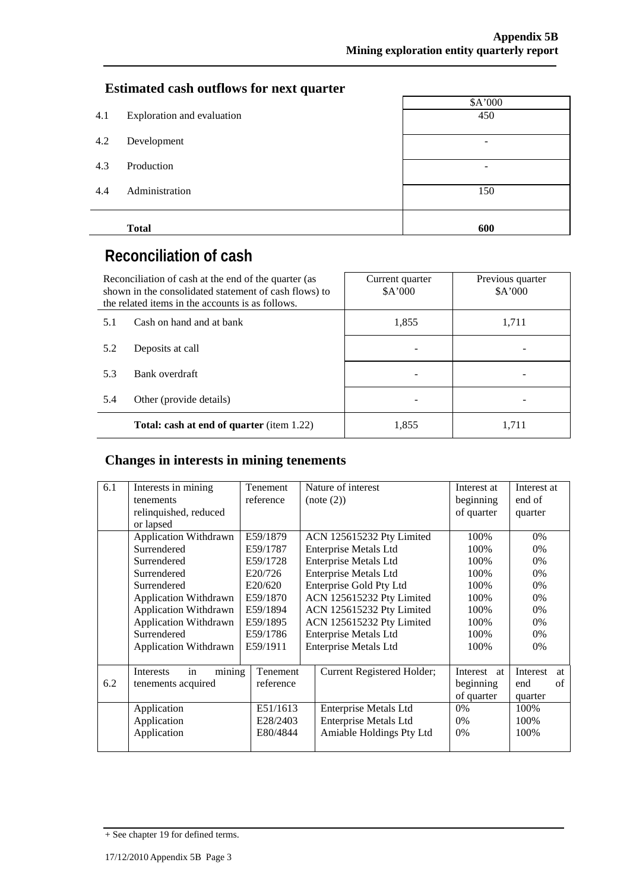## Estimated cash outflows for next quarter

| | | \$A'000 |
|---|---|---|
| 4.1 | Exploration and evaluation | 450 |
| 4.2 | Development | - |
| 4.3 | Production | - |
| 4.4 | Administration | 150 |
| | **Total** | **600** |

# Reconciliation of cash

| Reconciliation of cash at the end of the quarter (as shown in the consolidated statement of cash flows) to the related items in the accounts is as follows. | | Current quarter \$A'000 | Previous quarter \$A'000 |
|---|---|---|---|
| 5.1 | Cash on hand and at bank | 1,855 | 1,711 |
| 5.2 | Deposits at call | - | - |
| 5.3 | Bank overdraft | - | - |
| 5.4 | Other (provide details) | - | - |
| | **Total: cash at end of quarter** (item 1.22) | 1,855 | 1,711 |

## Changes in interests in mining tenements

| | | Tenement reference | Nature of interest (note (2)) | Interest at beginning of quarter | Interest at end of quarter |
|---|---|---|---|---|---|
| 6.1 | Interests in mining tenements relinquished, reduced or lapsed | | | | |
| | Application Withdrawn | E59/1879 | ACN 125615232 Pty Limited | 100% | 0% |
| | Surrendered | E59/1787 | Enterprise Metals Ltd | 100% | 0% |
| | Surrendered | E59/1728 | Enterprise Metals Ltd | 100% | 0% |
| | Surrendered | E20/726 | Enterprise Metals Ltd | 100% | 0% |
| | Surrendered | E20/620 | Enterprise Gold Pty Ltd | 100% | 0% |
| | Application Withdrawn | E59/1870 | ACN 125615232 Pty Limited | 100% | 0% |
| | Application Withdrawn | E59/1894 | ACN 125615232 Pty Limited | 100% | 0% |
| | Application Withdrawn | E59/1895 | ACN 125615232 Pty Limited | 100% | 0% |
| | Surrendered | E59/1786 | Enterprise Metals Ltd | 100% | 0% |
| | Application Withdrawn | E59/1911 | Enterprise Metals Ltd | 100% | 0% |

| | | Tenement reference | Current Registered Holder; | Interest at beginning of quarter | Interest at end of quarter |
|---|---|---|---|---|---|
| 6.2 | Interests in mining tenements acquired | | | | |
| | Application | E51/1613 | Enterprise Metals Ltd | 0% | 100% |
| | Application | E28/2403 | Enterprise Metals Ltd | 0% | 100% |
| | Application | E80/4844 | Amiable Holdings Pty Ltd | 0% | 100% |

+ See chapter 19 for defined terms.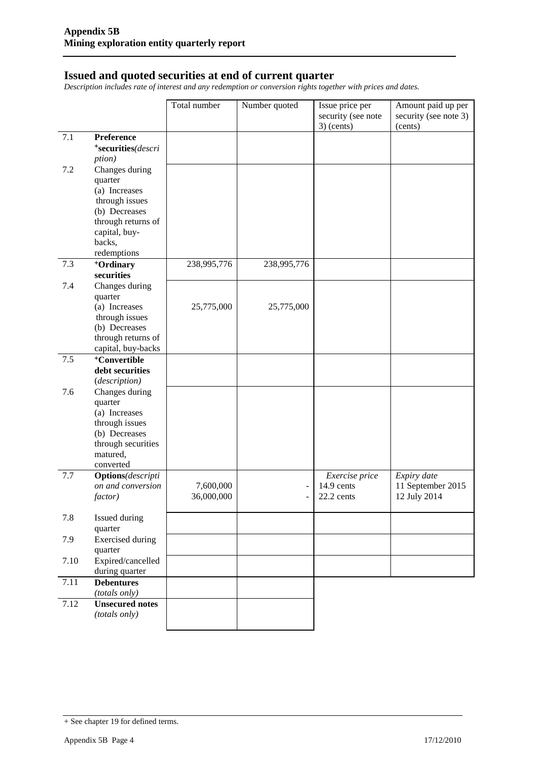## Issued and quoted securities at end of current quarter

*Description includes rate of interest and any redemption or conversion rights together with prices and dates.*

| | | Total number | Number quoted | Issue price per security (see note 3) (cents) | Amount paid up per security (see note 3) (cents) |
|---|---|---|---|---|---|
| 7.1 | **Preference +securities** *(description)* | | | | |
| 7.2 | Changes during quarter (a) Increases through issues (b) Decreases through returns of capital, buy-backs, redemptions | | | | |
| 7.3 | **+Ordinary securities** | 238,995,776 | 238,995,776 | | |
| 7.4 | Changes during quarter (a) Increases through issues (b) Decreases through returns of capital, buy-backs | 25,775,000 | 25,775,000 | | |
| 7.5 | **+Convertible debt securities** *(description)* | | | | |
| 7.6 | Changes during quarter (a) Increases through issues (b) Decreases through securities matured, converted | | | | |
| 7.7 | **Options** *(description and conversion factor)* | 7,600,000<br>36,000,000 | -<br>- | *Exercise price*<br>14.9 cents<br>22.2 cents | *Expiry date*<br>11 September 2015<br>12 July 2014 |
| 7.8 | Issued during quarter | | | | |
| 7.9 | Exercised during quarter | | | | |
| 7.10 | Expired/cancelled during quarter | | | | |
| 7.11 | **Debentures** *(totals only)* | | | | |
| 7.12 | **Unsecured notes** *(totals only)* | | | | |

+ See chapter 19 for defined terms.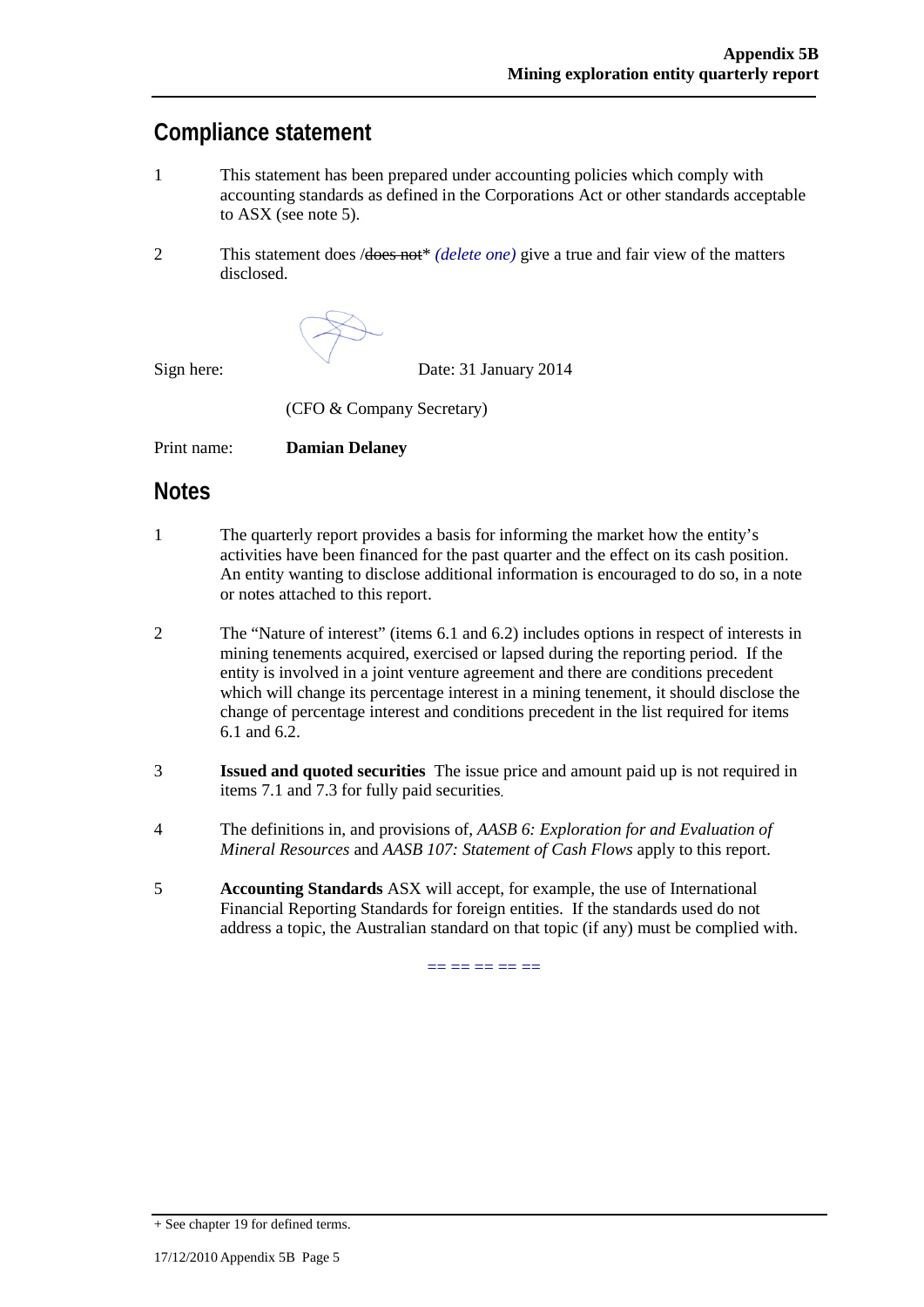## Compliance statement

1 This statement has been prepared under accounting policies which comply with accounting standards as defined in the Corporations Act or other standards acceptable to ASX (see note 5).

2 This statement does /~~does not~~* *(delete one)* give a true and fair view of the matters disclosed.

Sign here: Date: 31 January 2014

(CFO & Company Secretary)

Print name: **Damian Delaney**

## Notes

1 The quarterly report provides a basis for informing the market how the entity's activities have been financed for the past quarter and the effect on its cash position. An entity wanting to disclose additional information is encouraged to do so, in a note or notes attached to this report.

2 The "Nature of interest" (items 6.1 and 6.2) includes options in respect of interests in mining tenements acquired, exercised or lapsed during the reporting period. If the entity is involved in a joint venture agreement and there are conditions precedent which will change its percentage interest in a mining tenement, it should disclose the change of percentage interest and conditions precedent in the list required for items 6.1 and 6.2.

3 **Issued and quoted securities** The issue price and amount paid up is not required in items 7.1 and 7.3 for fully paid securities.

4 The definitions in, and provisions of, *AASB 6: Exploration for and Evaluation of Mineral Resources* and *AASB 107: Statement of Cash Flows* apply to this report.

5 **Accounting Standards** ASX will accept, for example, the use of International Financial Reporting Standards for foreign entities. If the standards used do not address a topic, the Australian standard on that topic (if any) must be complied with.

== == == == ==